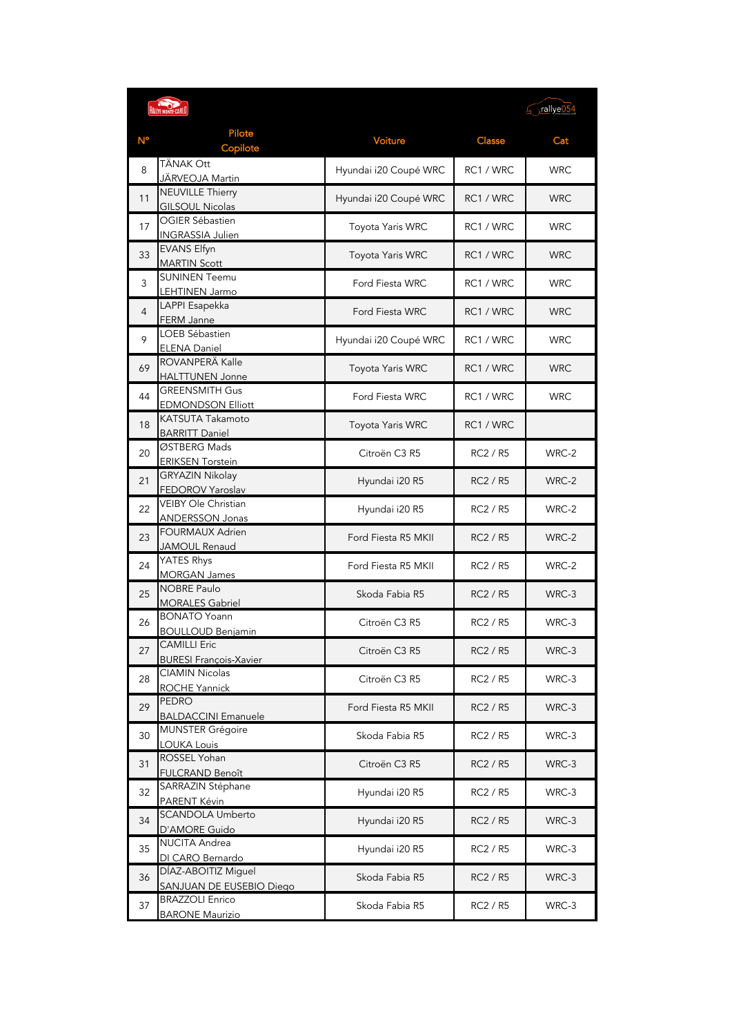| N° | Pilote / Copilote | Voiture | Classe | Cat |
|---|---|---|---|---|
| 8 | TÄNAK Ott / JÄRVEOJA Martin | Hyundai i20 Coupé WRC | RC1 / WRC | WRC |
| 11 | NEUVILLE Thierry / GILSOUL Nicolas | Hyundai i20 Coupé WRC | RC1 / WRC | WRC |
| 17 | OGIER Sébastien / INGRASSIA Julien | Toyota Yaris WRC | RC1 / WRC | WRC |
| 33 | EVANS Elfyn / MARTIN Scott | Toyota Yaris WRC | RC1 / WRC | WRC |
| 3 | SUNINEN Teemu / LEHTINEN Jarmo | Ford Fiesta WRC | RC1 / WRC | WRC |
| 4 | LAPPI Esapekka / FERM Janne | Ford Fiesta WRC | RC1 / WRC | WRC |
| 9 | LOEB Sébastien / ELENA Daniel | Hyundai i20 Coupé WRC | RC1 / WRC | WRC |
| 69 | ROVANPERÄ Kalle / HALTTUNEN Jonne | Toyota Yaris WRC | RC1 / WRC | WRC |
| 44 | GREENSMITH Gus / EDMONDSON Elliott | Ford Fiesta WRC | RC1 / WRC | WRC |
| 18 | KATSUTA Takamoto / BARRITT Daniel | Toyota Yaris WRC | RC1 / WRC | |
| 20 | ØSTBERG Mads / ERIKSEN Torstein | Citroën C3 R5 | RC2 / R5 | WRC-2 |
| 21 | GRYAZIN Nikolay / FEDOROV Yaroslav | Hyundai i20 R5 | RC2 / R5 | WRC-2 |
| 22 | VEIBY Ole Christian / ANDERSSON Jonas | Hyundai i20 R5 | RC2 / R5 | WRC-2 |
| 23 | FOURMAUX Adrien / JAMOUL Renaud | Ford Fiesta R5 MKII | RC2 / R5 | WRC-2 |
| 24 | YATES Rhys / MORGAN James | Ford Fiesta R5 MKII | RC2 / R5 | WRC-2 |
| 25 | NOBRE Paulo / MORALES Gabriel | Skoda Fabia R5 | RC2 / R5 | WRC-3 |
| 26 | BONATO Yoann / BOULLOUD Benjamin | Citroën C3 R5 | RC2 / R5 | WRC-3 |
| 27 | CAMILLI Eric / BURESI François-Xavier | Citroën C3 R5 | RC2 / R5 | WRC-3 |
| 28 | CIAMIN Nicolas / ROCHE Yannick | Citroën C3 R5 | RC2 / R5 | WRC-3 |
| 29 | PEDRO / BALDACCINI Emanuele | Ford Fiesta R5 MKII | RC2 / R5 | WRC-3 |
| 30 | MUNSTER Grégoire / LOUKA Louis | Skoda Fabia R5 | RC2 / R5 | WRC-3 |
| 31 | ROSSEL Yohan / FULCRAND Benoît | Citroën C3 R5 | RC2 / R5 | WRC-3 |
| 32 | SARRAZIN Stéphane / PARENT Kévin | Hyundai i20 R5 | RC2 / R5 | WRC-3 |
| 34 | SCANDOLA Umberto / D'AMORE Guido | Hyundai i20 R5 | RC2 / R5 | WRC-3 |
| 35 | NUCITA Andrea / DI CARO Bernardo | Hyundai i20 R5 | RC2 / R5 | WRC-3 |
| 36 | DÍAZ-ABOITIZ Miguel / SANJUAN DE EUSEBIO Diego | Skoda Fabia R5 | RC2 / R5 | WRC-3 |
| 37 | BRAZZOLI Enrico / BARONE Maurizio | Skoda Fabia R5 | RC2 / R5 | WRC-3 |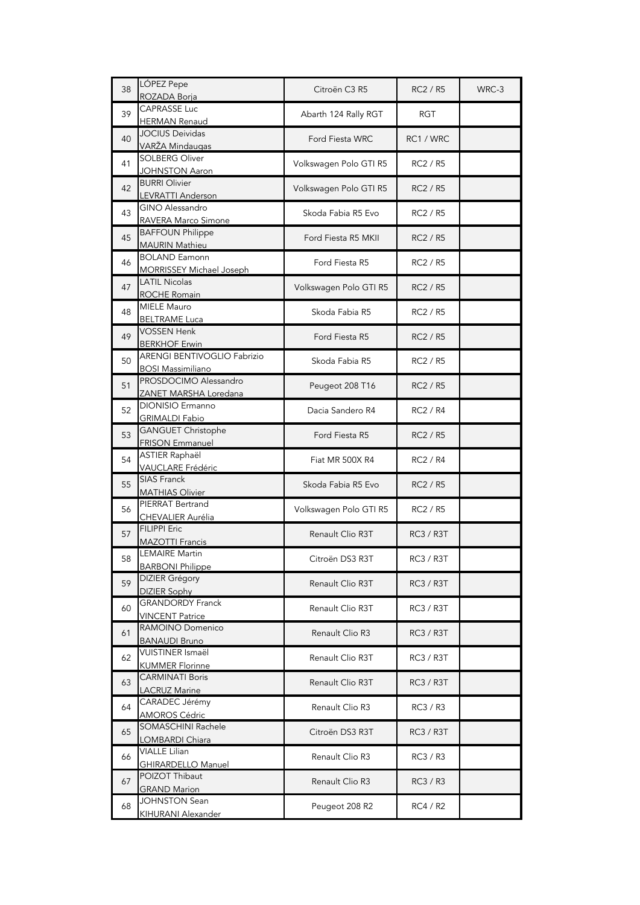| | | | | |
|---|---|---|---|---|
| 38 | LÓPEZ Pepe<br>ROZADA Borja | Citroën C3 R5 | RC2 / R5 | WRC-3 |
| 39 | CAPRASSE Luc<br>HERMAN Renaud | Abarth 124 Rally RGT | RGT | |
| 40 | JOCIUS Deividas<br>VARŽA Mindaugas | Ford Fiesta WRC | RC1 / WRC | |
| 41 | SOLBERG Oliver<br>JOHNSTON Aaron | Volkswagen Polo GTI R5 | RC2 / R5 | |
| 42 | BURRI Olivier<br>LEVRATTI Anderson | Volkswagen Polo GTI R5 | RC2 / R5 | |
| 43 | GINO Alessandro<br>RAVERA Marco Simone | Skoda Fabia R5 Evo | RC2 / R5 | |
| 45 | BAFFOUN Philippe<br>MAURIN Mathieu | Ford Fiesta R5 MKII | RC2 / R5 | |
| 46 | BOLAND Eamonn<br>MORRISSEY Michael Joseph | Ford Fiesta R5 | RC2 / R5 | |
| 47 | LATIL Nicolas<br>ROCHE Romain | Volkswagen Polo GTI R5 | RC2 / R5 | |
| 48 | MIELE Mauro<br>BELTRAME Luca | Skoda Fabia R5 | RC2 / R5 | |
| 49 | VOSSEN Henk<br>BERKHOF Erwin | Ford Fiesta R5 | RC2 / R5 | |
| 50 | ARENGI BENTIVOGLIO Fabrizio<br>BOSI Massimiliano | Skoda Fabia R5 | RC2 / R5 | |
| 51 | PROSDOCIMO Alessandro<br>ZANET MARSHA Loredana | Peugeot 208 T16 | RC2 / R5 | |
| 52 | DIONISIO Ermanno<br>GRIMALDI Fabio | Dacia Sandero R4 | RC2 / R4 | |
| 53 | GANGUET Christophe<br>FRISON Emmanuel | Ford Fiesta R5 | RC2 / R5 | |
| 54 | ASTIER Raphaël<br>VAUCLARE Frédéric | Fiat MR 500X R4 | RC2 / R4 | |
| 55 | SIAS Franck<br>MATHIAS Olivier | Skoda Fabia R5 Evo | RC2 / R5 | |
| 56 | PIERRAT Bertrand<br>CHEVALIER Aurélia | Volkswagen Polo GTI R5 | RC2 / R5 | |
| 57 | FILIPPI Eric<br>MAZOTTI Francis | Renault Clio R3T | RC3 / R3T | |
| 58 | LEMAIRE Martin<br>BARBONI Philippe | Citroën DS3 R3T | RC3 / R3T | |
| 59 | DIZIER Grégory<br>DIZIER Sophy | Renault Clio R3T | RC3 / R3T | |
| 60 | GRANDORDY Franck<br>VINCENT Patrice | Renault Clio R3T | RC3 / R3T | |
| 61 | RAMOINO Domenico<br>BANAUDI Bruno | Renault Clio R3 | RC3 / R3T | |
| 62 | VUISTINER Ismaël<br>KUMMER Florinne | Renault Clio R3T | RC3 / R3T | |
| 63 | CARMINATI Boris<br>LACRUZ Marine | Renault Clio R3T | RC3 / R3T | |
| 64 | CARADEC Jérémy<br>AMOROS Cédric | Renault Clio R3 | RC3 / R3 | |
| 65 | SOMASCHINI Rachele<br>LOMBARDI Chiara | Citroën DS3 R3T | RC3 / R3T | |
| 66 | VIALLE Lilian<br>GHIRARDELLO Manuel | Renault Clio R3 | RC3 / R3 | |
| 67 | POIZOT Thibaut<br>GRAND Marion | Renault Clio R3 | RC3 / R3 | |
| 68 | JOHNSTON Sean<br>KIHURANI Alexander | Peugeot 208 R2 | RC4 / R2 | |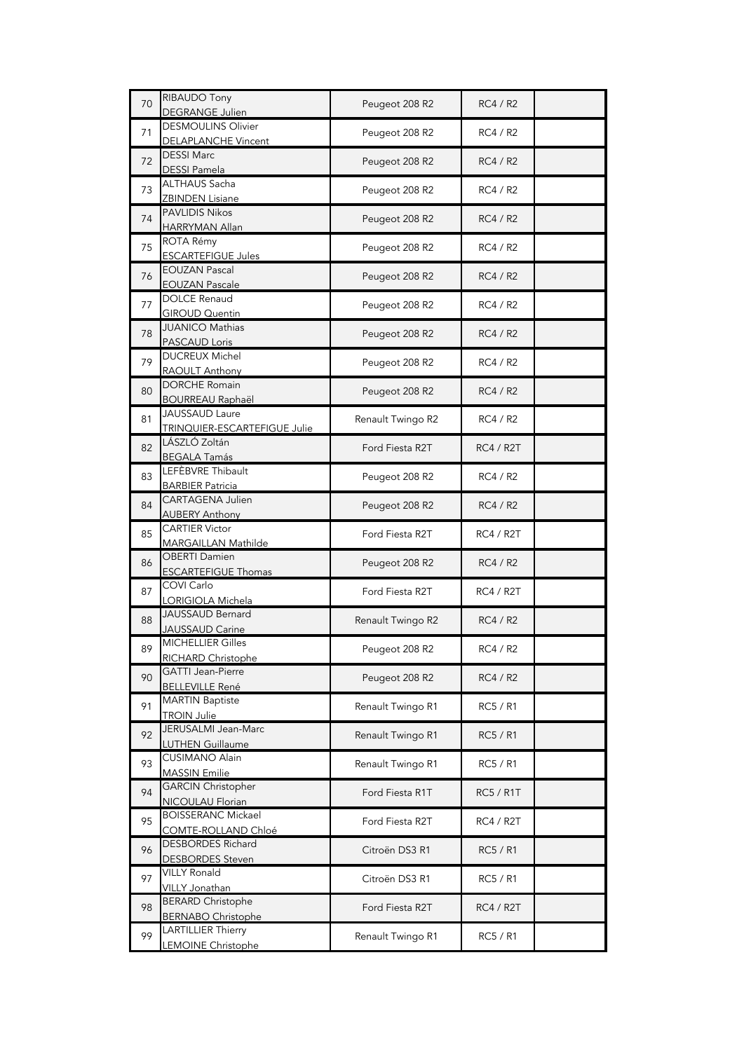| 70 | RIBAUDO Tony<br>DEGRANGE Julien | Peugeot 208 R2 | RC4 / R2 | |
|---|---|---|---|---|
| 71 | DESMOULINS Olivier<br>DELAPLANCHE Vincent | Peugeot 208 R2 | RC4 / R2 | |
| 72 | DESSI Marc<br>DESSI Pamela | Peugeot 208 R2 | RC4 / R2 | |
| 73 | ALTHAUS Sacha<br>ZBINDEN Lisiane | Peugeot 208 R2 | RC4 / R2 | |
| 74 | PAVLIDIS Nikos<br>HARRYMAN Allan | Peugeot 208 R2 | RC4 / R2 | |
| 75 | ROTA Rémy<br>ESCARTEFIGUE Jules | Peugeot 208 R2 | RC4 / R2 | |
| 76 | EOUZAN Pascal<br>EOUZAN Pascale | Peugeot 208 R2 | RC4 / R2 | |
| 77 | DOLCE Renaud<br>GIROUD Quentin | Peugeot 208 R2 | RC4 / R2 | |
| 78 | JUANICO Mathias<br>PASCAUD Loris | Peugeot 208 R2 | RC4 / R2 | |
| 79 | DUCREUX Michel<br>RAOULT Anthony | Peugeot 208 R2 | RC4 / R2 | |
| 80 | DORCHE Romain<br>BOURREAU Raphaël | Peugeot 208 R2 | RC4 / R2 | |
| 81 | JAUSSAUD Laure<br>TRINQUIER-ESCARTEFIGUE Julie | Renault Twingo R2 | RC4 / R2 | |
| 82 | LÁSZLÓ Zoltán<br>BEGALA Tamás | Ford Fiesta R2T | RC4 / R2T | |
| 83 | LEFÈBVRE Thibault<br>BARBIER Patricia | Peugeot 208 R2 | RC4 / R2 | |
| 84 | CARTAGENA Julien<br>AUBERY Anthony | Peugeot 208 R2 | RC4 / R2 | |
| 85 | CARTIER Victor<br>MARGAILLAN Mathilde | Ford Fiesta R2T | RC4 / R2T | |
| 86 | OBERTI Damien<br>ESCARTEFIGUE Thomas | Peugeot 208 R2 | RC4 / R2 | |
| 87 | COVI Carlo<br>LORIGIOLA Michela | Ford Fiesta R2T | RC4 / R2T | |
| 88 | JAUSSAUD Bernard<br>JAUSSAUD Carine | Renault Twingo R2 | RC4 / R2 | |
| 89 | MICHELLIER Gilles<br>RICHARD Christophe | Peugeot 208 R2 | RC4 / R2 | |
| 90 | GATTI Jean-Pierre<br>BELLEVILLE René | Peugeot 208 R2 | RC4 / R2 | |
| 91 | MARTIN Baptiste<br>TROIN Julie | Renault Twingo R1 | RC5 / R1 | |
| 92 | JERUSALMI Jean-Marc<br>LUTHEN Guillaume | Renault Twingo R1 | RC5 / R1 | |
| 93 | CUSIMANO Alain<br>MASSIN Emilie | Renault Twingo R1 | RC5 / R1 | |
| 94 | GARCIN Christopher<br>NICOULAU Florian | Ford Fiesta R1T | RC5 / R1T | |
| 95 | BOISSERANC Mickael<br>COMTE-ROLLAND Chloé | Ford Fiesta R2T | RC4 / R2T | |
| 96 | DESBORDES Richard<br>DESBORDES Steven | Citroën DS3 R1 | RC5 / R1 | |
| 97 | VILLY Ronald<br>VILLY Jonathan | Citroën DS3 R1 | RC5 / R1 | |
| 98 | BERARD Christophe<br>BERNABO Christophe | Ford Fiesta R2T | RC4 / R2T | |
| 99 | LARTILLIER Thierry<br>LEMOINE Christophe | Renault Twingo R1 | RC5 / R1 | |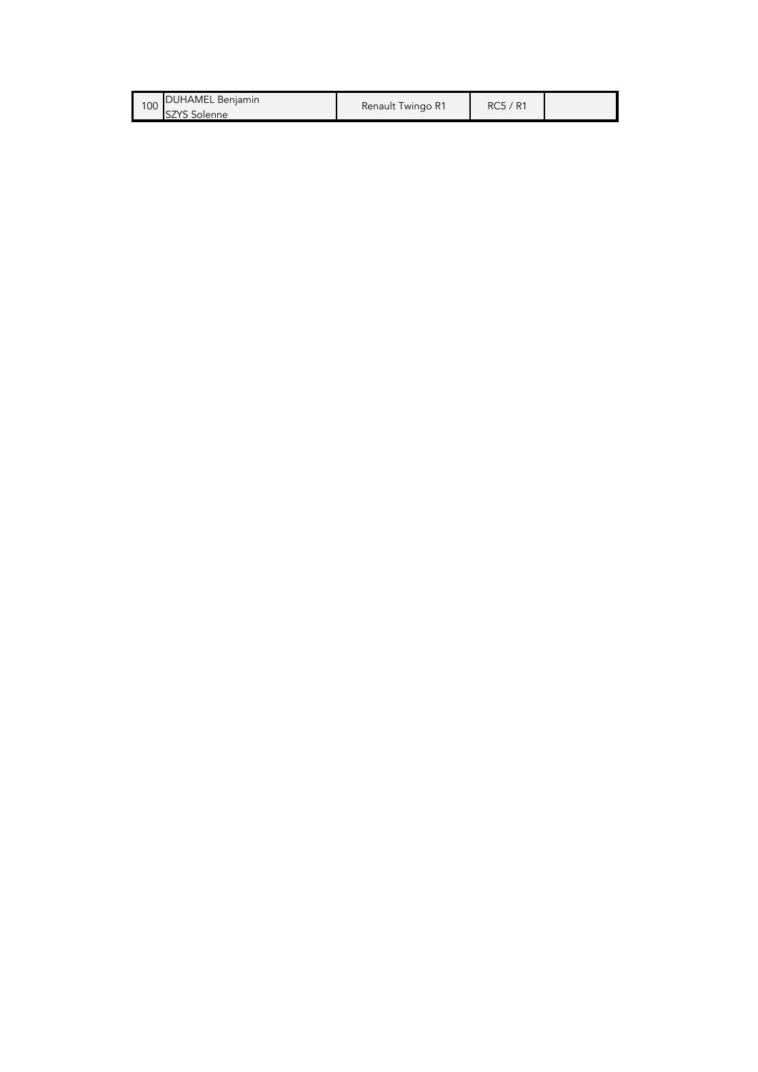| | | | | |
|---|---|---|---|---|
| 100 | DUHAMEL Benjamin<br>SZYS Solenne | Renault Twingo R1 | RC5 / R1 | |